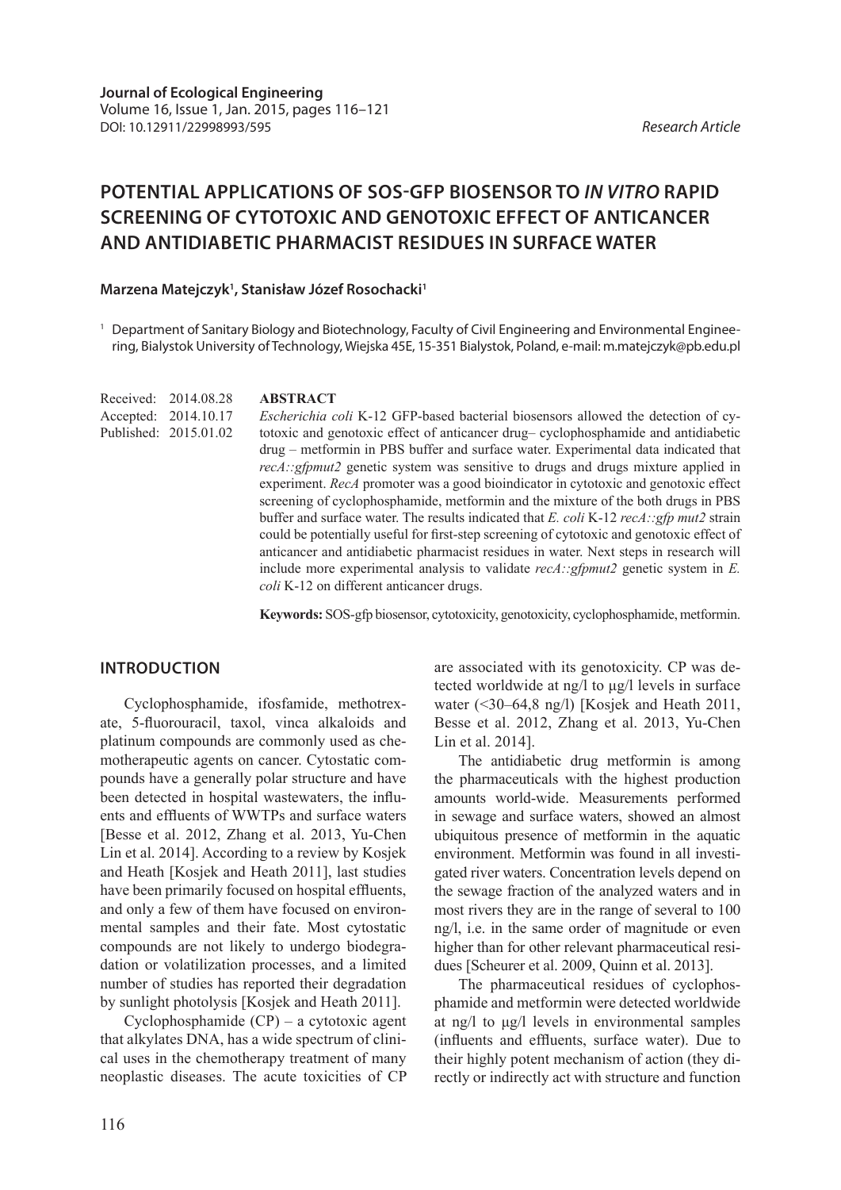**Journal of Ecological Engineering**
Volume 16, Issue 1, Jan. 2015, pages 116–121
DOI: 10.12911/22998993/595

*Research Article*

# POTENTIAL APPLICATIONS OF SOS-GFP BIOSENSOR TO *IN VITRO* RAPID SCREENING OF CYTOTOXIC AND GENOTOXIC EFFECT OF ANTICANCER AND ANTIDIABETIC PHARMACIST RESIDUES IN SURFACE WATER

**Marzena Matejczyk[1], Stanisław Józef Rosochacki[1]**

[1] Department of Sanitary Biology and Biotechnology, Faculty of Civil Engineering and Environmental Engineering, Bialystok University of Technology, Wiejska 45E, 15-351 Bialystok, Poland, e-mail: m.matejczyk@pb.edu.pl

Received: 2014.08.28
Accepted: 2014.10.17
Published: 2015.01.02

**ABSTRACT**

*Escherichia coli* K-12 GFP-based bacterial biosensors allowed the detection of cytotoxic and genotoxic effect of anticancer drug– cyclophosphamide and antidiabetic drug – metformin in PBS buffer and surface water. Experimental data indicated that *recA::gfpmut2* genetic system was sensitive to drugs and drugs mixture applied in experiment. *RecA* promoter was a good bioindicator in cytotoxic and genotoxic effect screening of cyclophosphamide, metformin and the mixture of the both drugs in PBS buffer and surface water. The results indicated that *E. coli* K-12 *recA::gfp mut2* strain could be potentially useful for first-step screening of cytotoxic and genotoxic effect of anticancer and antidiabetic pharmacist residues in water. Next steps in research will include more experimental analysis to validate *recA::gfpmut2* genetic system in *E. coli* K-12 on different anticancer drugs.

**Keywords:** SOS-gfp biosensor, cytotoxicity, genotoxicity, cyclophosphamide, metformin.

## INTRODUCTION

Cyclophosphamide, ifosfamide, methotrexate, 5-fluorouracil, taxol, vinca alkaloids and platinum compounds are commonly used as chemotherapeutic agents on cancer. Cytostatic compounds have a generally polar structure and have been detected in hospital wastewaters, the influents and effluents of WWTPs and surface waters [Besse et al. 2012, Zhang et al. 2013, Yu-Chen Lin et al. 2014]. According to a review by Kosjek and Heath [Kosjek and Heath 2011], last studies have been primarily focused on hospital effluents, and only a few of them have focused on environmental samples and their fate. Most cytostatic compounds are not likely to undergo biodegradation or volatilization processes, and a limited number of studies has reported their degradation by sunlight photolysis [Kosjek and Heath 2011].

Cyclophosphamide (CP) – a cytotoxic agent that alkylates DNA, has a wide spectrum of clinical uses in the chemotherapy treatment of many neoplastic diseases. The acute toxicities of CP are associated with its genotoxicity. CP was detected worldwide at ng/l to µg/l levels in surface water (<30–64,8 ng/l) [Kosjek and Heath 2011, Besse et al. 2012, Zhang et al. 2013, Yu-Chen Lin et al. 2014].

The antidiabetic drug metformin is among the pharmaceuticals with the highest production amounts world-wide. Measurements performed in sewage and surface waters, showed an almost ubiquitous presence of metformin in the aquatic environment. Metformin was found in all investigated river waters. Concentration levels depend on the sewage fraction of the analyzed waters and in most rivers they are in the range of several to 100 ng/l, i.e. in the same order of magnitude or even higher than for other relevant pharmaceutical residues [Scheurer et al. 2009, Quinn et al. 2013].

The pharmaceutical residues of cyclophosphamide and metformin were detected worldwide at ng/l to µg/l levels in environmental samples (influents and effluents, surface water). Due to their highly potent mechanism of action (they directly or indirectly act with structure and function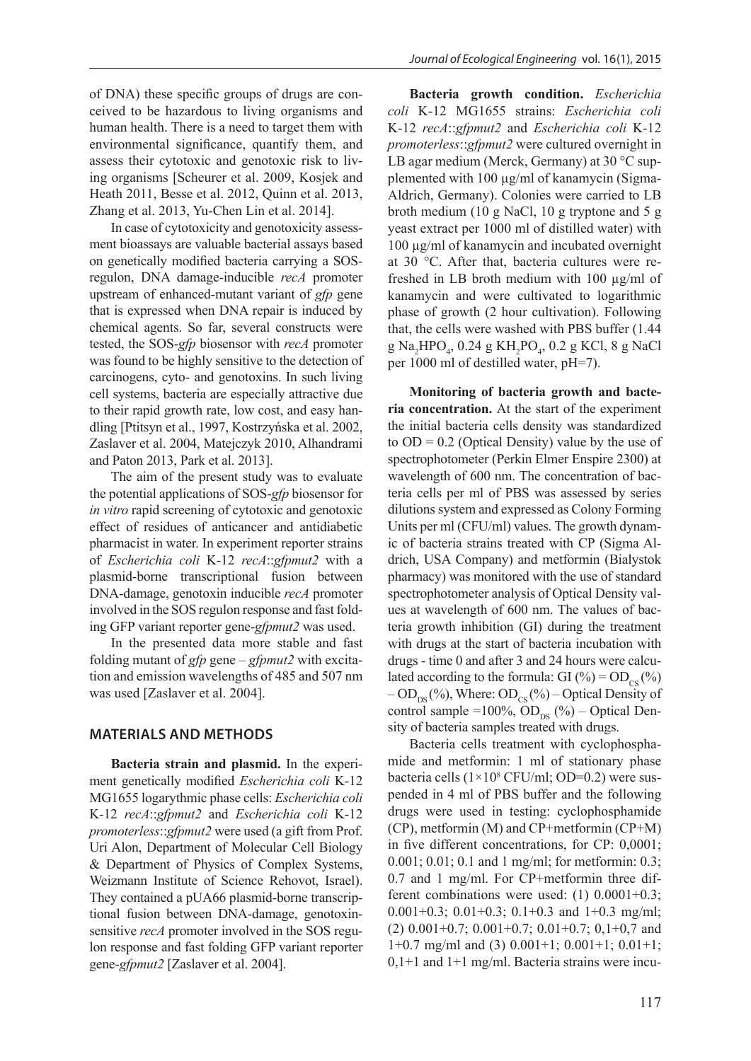of DNA) these specific groups of drugs are conceived to be hazardous to living organisms and human health. There is a need to target them with environmental significance, quantify them, and assess their cytotoxic and genotoxic risk to living organisms [Scheurer et al. 2009, Kosjek and Heath 2011, Besse et al. 2012, Quinn et al. 2013, Zhang et al. 2013, Yu-Chen Lin et al. 2014].

In case of cytotoxicity and genotoxicity assessment bioassays are valuable bacterial assays based on genetically modified bacteria carrying a SOS-regulon, DNA damage-inducible *recA* promoter upstream of enhanced-mutant variant of *gfp* gene that is expressed when DNA repair is induced by chemical agents. So far, several constructs were tested, the SOS-*gfp* biosensor with *recA* promoter was found to be highly sensitive to the detection of carcinogens, cyto- and genotoxins. In such living cell systems, bacteria are especially attractive due to their rapid growth rate, low cost, and easy handling [Ptitsyn et al., 1997, Kostrzyńska et al. 2002, Zaslaver et al. 2004, Matejczyk 2010, Alhandrami and Paton 2013, Park et al. 2013].

The aim of the present study was to evaluate the potential applications of SOS-*gfp* biosensor for *in vitro* rapid screening of cytotoxic and genotoxic effect of residues of anticancer and antidiabetic pharmacist in water. In experiment reporter strains of *Escherichia coli* K-12 *recA*::*gfpmut2* with a plasmid-borne transcriptional fusion between DNA-damage, genotoxin inducible *recA* promoter involved in the SOS regulon response and fast folding GFP variant reporter gene-*gfpmut2* was used.

In the presented data more stable and fast folding mutant of *gfp* gene – *gfpmut2* with excitation and emission wavelengths of 485 and 507 nm was used [Zaslaver et al. 2004].

## MATERIALS AND METHODS

**Bacteria strain and plasmid.** In the experiment genetically modified *Escherichia coli* K-12 MG1655 logarythmic phase cells: *Escherichia coli* K-12 *recA*::*gfpmut2* and *Escherichia coli* K-12 *promoterless*::*gfpmut2* were used (a gift from Prof. Uri Alon, Department of Molecular Cell Biology & Department of Physics of Complex Systems, Weizmann Institute of Science Rehovot, Israel). They contained a pUA66 plasmid-borne transcriptional fusion between DNA-damage, genotoxin-sensitive *recA* promoter involved in the SOS regulon response and fast folding GFP variant reporter gene-*gfpmut2* [Zaslaver et al. 2004].

**Bacteria growth condition.** *Escherichia coli* K-12 MG1655 strains: *Escherichia coli* K-12 *recA*::*gfpmut2* and *Escherichia coli* K-12 *promoterless*::*gfpmut2* were cultured overnight in LB agar medium (Merck, Germany) at 30 °C supplemented with 100 µg/ml of kanamycin (Sigma-Aldrich, Germany). Colonies were carried to LB broth medium (10 g NaCl, 10 g tryptone and 5 g yeast extract per 1000 ml of distilled water) with 100 µg/ml of kanamycin and incubated overnight at 30 °C. After that, bacteria cultures were refreshed in LB broth medium with 100 µg/ml of kanamycin and were cultivated to logarithmic phase of growth (2 hour cultivation). Following that, the cells were washed with PBS buffer (1.44 g $Na_2HPO_4$, 0.24 g $KH_2PO_4$, 0.2 g KCl, 8 g NaCl per 1000 ml of destilled water, pH=7).

**Monitoring of bacteria growth and bacteria concentration.** At the start of the experiment the initial bacteria cells density was standardized to OD = 0.2 (Optical Density) value by the use of spectrophotometer (Perkin Elmer Enspire 2300) at wavelength of 600 nm. The concentration of bacteria cells per ml of PBS was assessed by series dilutions system and expressed as Colony Forming Units per ml (CFU/ml) values. The growth dynamic of bacteria strains treated with CP (Sigma Aldrich, USA Company) and metformin (Bialystok pharmacy) was monitored with the use of standard spectrophotometer analysis of Optical Density values at wavelength of 600 nm. The values of bacteria growth inhibition (GI) during the treatment with drugs at the start of bacteria incubation with drugs - time 0 and after 3 and 24 hours were calculated according to the formula: GI (%) = $OD_{CS}$ (%) – $OD_{DS}$ (%), Where: $OD_{CS}$ (%) – Optical Density of control sample =100%, $OD_{DS}$ (%) – Optical Density of bacteria samples treated with drugs.

Bacteria cells treatment with cyclophosphamide and metformin: 1 ml of stationary phase bacteria cells ($1\times10^8$ CFU/ml; OD=0.2) were suspended in 4 ml of PBS buffer and the following drugs were used in testing: cyclophosphamide (CP), metformin (M) and CP+metformin (CP+M) in five different concentrations, for CP: 0,0001; 0.001; 0.01; 0.1 and 1 mg/ml; for metformin: 0.3; 0.7 and 1 mg/ml. For CP+metformin three different combinations were used: (1) 0.0001+0.3; 0.001+0.3; 0.01+0.3; 0.1+0.3 and 1+0.3 mg/ml; (2) 0.001+0.7; 0.001+0.7; 0.01+0.7; 0,1+0,7 and 1+0.7 mg/ml and (3) 0.001+1; 0.001+1; 0.01+1; 0,1+1 and 1+1 mg/ml. Bacteria strains were incu-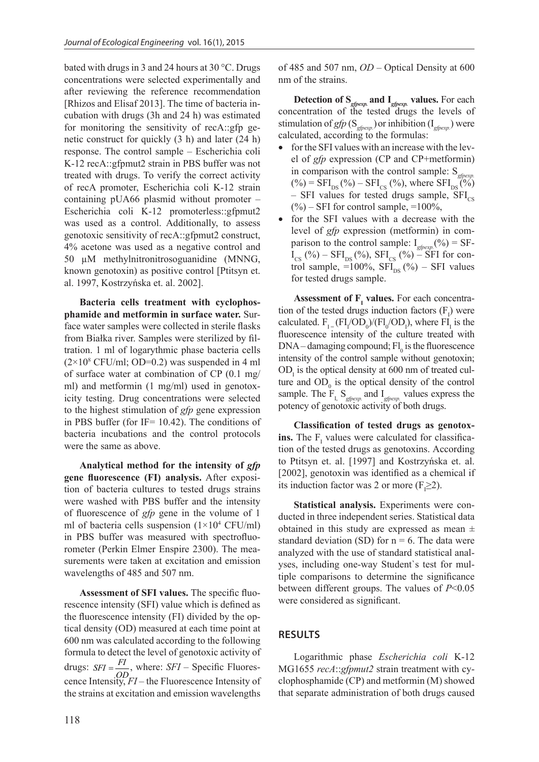bated with drugs in 3 and 24 hours at 30 °C. Drugs concentrations were selected experimentally and after reviewing the reference recommendation [Rhizos and Elisaf 2013]. The time of bacteria incubation with drugs (3h and 24 h) was estimated for monitoring the sensitivity of recA::gfp genetic construct for quickly (3 h) and later (24 h) response. The control sample – Escherichia coli K-12 recA::gfpmut2 strain in PBS buffer was not treated with drugs. To verify the correct activity of recA promoter, Escherichia coli K-12 strain containing pUA66 plasmid without promoter – Escherichia coli K-12 promoterless::gfpmut2 was used as a control. Additionally, to assess genotoxic sensitivity of recA::gfpmut2 construct, 4% acetone was used as a negative control and 50 μM methylnitronitrosoguanidine (MNNG, known genotoxin) as positive control [Ptitsyn et. al. 1997, Kostrzyńska et. al. 2002].

**Bacteria cells treatment with cyclophosphamide and metformin in surface water.** Surface water samples were collected in sterile flasks from Białka river. Samples were sterilized by filtration. 1 ml of logarythmic phase bacteria cells ($2\times10^8$ CFU/ml; OD=0.2) was suspended in 4 ml of surface water at combination of CP (0.1 mg/ml) and metformin (1 mg/ml) used in genotoxicity testing. Drug concentrations were selected to the highest stimulation of *gfp* gene expression in PBS buffer (for IF= 10.42). The conditions of bacteria incubations and the control protocols were the same as above.

**Analytical method for the intensity of *gfp* gene fluorescence (FI) analysis.** After exposition of bacteria cultures to tested drugs strains were washed with PBS buffer and the intensity of fluorescence of *gfp* gene in the volume of 1 ml of bacteria cells suspension ($1\times10^4$ CFU/ml) in PBS buffer was measured with spectrofluorometer (Perkin Elmer Enspire 2300). The measurements were taken at excitation and emission wavelengths of 485 and 507 nm.

**Assessment of SFI values.** The specific fluorescence intensity (SFI) value which is defined as the fluorescence intensity (FI) divided by the optical density (OD) measured at each time point at 600 nm was calculated according to the following formula to detect the level of genotoxic activity of drugs: $SFI = \frac{FI}{OD}$, where: *SFI* – Specific Fluorescence Intensity, *FI* – the Fluorescence Intensity of the strains at excitation and emission wavelengths of 485 and 507 nm, *OD* – Optical Density at 600 nm of the strains.

**Detection of $S_{gfpexp.}$ and $I_{gfpexp.}$ values.** For each concentration of the tested drugs the levels of stimulation of *gfp* ($S_{gfpexp.}$) or inhibition ($I_{gfpexp.}$) were calculated, according to the formulas:

- for the SFI values with an increase with the level of *gfp* expression (CP and CP+metformin) in comparison with the control sample: $S_{gfpexp.}$ (%) = $SFI_{DS}$ (%) – $SFI_{CS}$ (%), where $SFI_{DS}$ (%) – SFI values for tested drugs sample, $SFI_{CS}$ (%) – SFI for control sample, =100%,
- for the SFI values with a decrease with the level of *gfp* expression (metformin) in comparison to the control sample: $I_{gfpexp.}$(%) = $SFI_{CS}$ (%) – $SFI_{DS}$ (%), $SFI_{CS}$ (%) – SFI for control sample, =100%, $SFI_{DS}$ (%) – SFI values for tested drugs sample.

**Assessment of $F_I$ values.** For each concentration of the tested drugs induction factors ($F_I$) were calculated. $F_I = (FI_I/OD_0)/(FI_0/OD_I)$, where $FI_I$ is the fluorescence intensity of the culture treated with DNA – damaging compound; $FI_0$ is the fluorescence intensity of the control sample without genotoxin; $OD_I$ is the optical density at 600 nm of treated culture and $OD_0$ is the optical density of the control sample. The $F_I$, $S_{gfpexp.}$ and $I_{gfpexp.}$ values express the potency of genotoxic activity of both drugs.

**Classification of tested drugs as genotoxins.** The $F_I$ values were calculated for classification of the tested drugs as genotoxins. According to Ptitsyn et. al. [1997] and Kostrzyńska et. al. [2002], genotoxin was identified as a chemical if its induction factor was 2 or more ($F_I \geq 2$).

**Statistical analysis.** Experiments were conducted in three independent series. Statistical data obtained in this study are expressed as mean ± standard deviation (SD) for n = 6. The data were analyzed with the use of standard statistical analyses, including one-way Student`s test for multiple comparisons to determine the significance between different groups. The values of $P<0.05$ were considered as significant.

## RESULTS

Logarithmic phase *Escherichia coli* K-12 MG1655 *recA*::*gfpmut2* strain treatment with cyclophosphamide (CP) and metformin (M) showed that separate administration of both drugs caused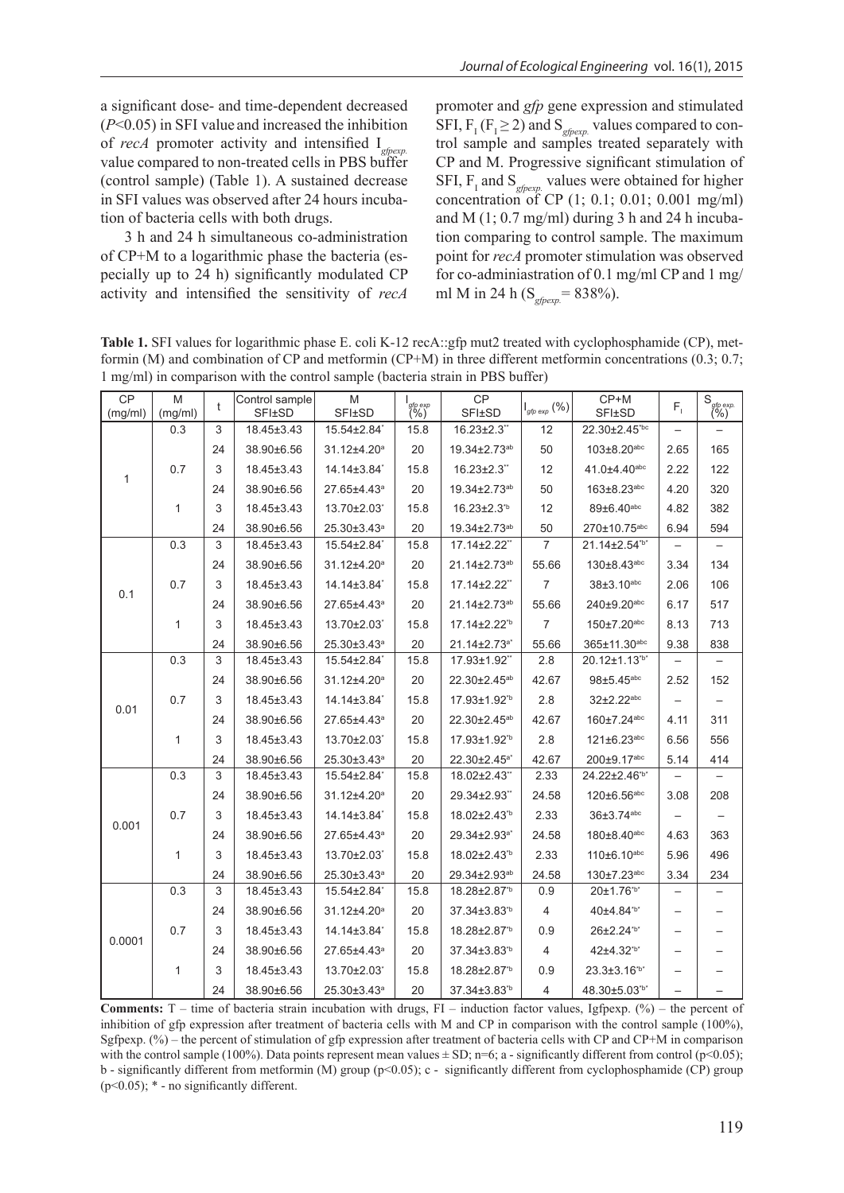a significant dose- and time-dependent decreased ($P$<0.05) in SFI value and increased the inhibition of *recA* promoter activity and intensified $I_{gfpexp.}$ value compared to non-treated cells in PBS buffer (control sample) (Table 1). A sustained decrease in SFI values was observed after 24 hours incubation of bacteria cells with both drugs.

3 h and 24 h simultaneous co-administration of CP+M to a logarithmic phase the bacteria (especially up to 24 h) significantly modulated CP activity and intensified the sensitivity of *recA* promoter and *gfp* gene expression and stimulated SFI, $F_I$ ($F_I \geq 2$) and $S_{gfpexp.}$ values compared to control sample and samples treated separately with CP and M. Progressive significant stimulation of SFI, $F_I$ and $S_{gfpexp.}$ values were obtained for higher concentration of CP (1; 0.1; 0.01; 0.001 mg/ml) and M (1; 0.7 mg/ml) during 3 h and 24 h incubation comparing to control sample. The maximum point for *recA* promoter stimulation was observed for co-adminiastration of 0.1 mg/ml CP and 1 mg/ml M in 24 h ($S_{gfpexp.}$ = 838%).

**Table 1.** SFI values for logarithmic phase E. coli K-12 recA::gfp mut2 treated with cyclophosphamide (CP), metformin (M) and combination of CP and metformin (CP+M) in three different metformin concentrations (0.3; 0.7; 1 mg/ml) in comparison with the control sample (bacteria strain in PBS buffer)

| CP (mg/ml) | M (mg/ml) | t | Control sample SFI±SD | M SFI±SD | $I_{gfp\ exp}$ (%) | CP SFI±SD | $I_{gfp\ exp}$ (%) | CP+M SFI±SD | $F_I$ | $S_{gfp\ exp.}$ (%) |
|---|---|---|---|---|---|---|---|---|---|---|
| 1 | 0.3 | 3 | 18.45±3.43 | 15.54±2.84* | 15.8 | 16.23±2.3** | 12 | 22.30±2.45*bc | – | – |
| | | 24 | 38.90±6.56 | 31.12±4.20a | 20 | 19.34±2.73ab | 50 | 103±8.20abc | 2.65 | 165 |
| | 0.7 | 3 | 18.45±3.43 | 14.14±3.84* | 15.8 | 16.23±2.3** | 12 | 41.0±4.40abc | 2.22 | 122 |
| | | 24 | 38.90±6.56 | 27.65±4.43a | 20 | 19.34±2.73ab | 50 | 163±8.23abc | 4.20 | 320 |
| | 1 | 3 | 18.45±3.43 | 13.70±2.03* | 15.8 | 16.23±2.3*b | 12 | 89±6.40abc | 4.82 | 382 |
| | | 24 | 38.90±6.56 | 25.30±3.43a | 20 | 19.34±2.73ab | 50 | 270±10.75abc | 6.94 | 594 |
| 0.1 | 0.3 | 3 | 18.45±3.43 | 15.54±2.84* | 15.8 | 17.14±2.22** | 7 | 21.14±2.54*b* | – | – |
| | | 24 | 38.90±6.56 | 31.12±4.20a | 20 | 21.14±2.73ab | 55.66 | 130±8.43abc | 3.34 | 134 |
| | 0.7 | 3 | 18.45±3.43 | 14.14±3.84* | 15.8 | 17.14±2.22** | 7 | 38±3.10abc | 2.06 | 106 |
| | | 24 | 38.90±6.56 | 27.65±4.43a | 20 | 21.14±2.73ab | 55.66 | 240±9.20abc | 6.17 | 517 |
| | 1 | 3 | 18.45±3.43 | 13.70±2.03* | 15.8 | 17.14±2.22*b | 7 | 150±7.20abc | 8.13 | 713 |
| | | 24 | 38.90±6.56 | 25.30±3.43a | 20 | 21.14±2.73a* | 55.66 | 365±11.30abc | 9.38 | 838 |
| 0.01 | 0.3 | 3 | 18.45±3.43 | 15.54±2.84* | 15.8 | 17.93±1.92** | 2.8 | 20.12±1.13*b* | – | – |
| | | 24 | 38.90±6.56 | 31.12±4.20a | 20 | 22.30±2.45ab | 42.67 | 98±5.45abc | 2.52 | 152 |
| | 0.7 | 3 | 18.45±3.43 | 14.14±3.84* | 15.8 | 17.93±1.92*b | 2.8 | 32±2.22abc | – | – |
| | | 24 | 38.90±6.56 | 27.65±4.43a | 20 | 22.30±2.45ab | 42.67 | 160±7.24abc | 4.11 | 311 |
| | 1 | 3 | 18.45±3.43 | 13.70±2.03* | 15.8 | 17.93±1.92*b | 2.8 | 121±6.23abc | 6.56 | 556 |
| | | 24 | 38.90±6.56 | 25.30±3.43a | 20 | 22.30±2.45a* | 42.67 | 200±9.17abc | 5.14 | 414 |
| 0.001 | 0.3 | 3 | 18.45±3.43 | 15.54±2.84* | 15.8 | 18.02±2.43** | 2.33 | 24.22±2.46*b* | – | – |
| | | 24 | 38.90±6.56 | 31.12±4.20a | 20 | 29.34±2.93** | 24.58 | 120±6.56abc | 3.08 | 208 |
| | 0.7 | 3 | 18.45±3.43 | 14.14±3.84* | 15.8 | 18.02±2.43*b | 2.33 | 36±3.74abc | – | – |
| | | 24 | 38.90±6.56 | 27.65±4.43a | 20 | 29.34±2.93a* | 24.58 | 180±8.40abc | 4.63 | 363 |
| | 1 | 3 | 18.45±3.43 | 13.70±2.03* | 15.8 | 18.02±2.43*b | 2.33 | 110±6.10abc | 5.96 | 496 |
| | | 24 | 38.90±6.56 | 25.30±3.43a | 20 | 29.34±2.93ab | 24.58 | 130±7.23abc | 3.34 | 234 |
| 0.0001 | 0.3 | 3 | 18.45±3.43 | 15.54±2.84* | 15.8 | 18.28±2.87*b | 0.9 | 20±1.76*b* | – | – |
| | | 24 | 38.90±6.56 | 31.12±4.20a | 20 | 37.34±3.83*b | 4 | 40±4.84*b* | – | – |
| | 0.7 | 3 | 18.45±3.43 | 14.14±3.84* | 15.8 | 18.28±2.87*b | 0.9 | 26±2.24*b* | – | – |
| | | 24 | 38.90±6.56 | 27.65±4.43a | 20 | 37.34±3.83*b | 4 | 42±4.32*b* | – | – |
| | 1 | 3 | 18.45±3.43 | 13.70±2.03* | 15.8 | 18.28±2.87*b | 0.9 | 23.3±3.16*b* | – | – |
| | | 24 | 38.90±6.56 | 25.30±3.43a | 20 | 37.34±3.83*b | 4 | 48.30±5.03*b* | – | – |

**Comments:** T – time of bacteria strain incubation with drugs, FI – induction factor values, Igfpexp. (%) – the percent of inhibition of gfp expression after treatment of bacteria cells with M and CP in comparison with the control sample (100%), Sgfpexp. (%) – the percent of stimulation of gfp expression after treatment of bacteria cells with CP and CP+M in comparison with the control sample (100%). Data points represent mean values ± SD; n=6; a - significantly different from control (p<0.05); b - significantly different from metformin (M) group (p<0.05); c - significantly different from cyclophosphamide (CP) group (p<0.05); * - no significantly different.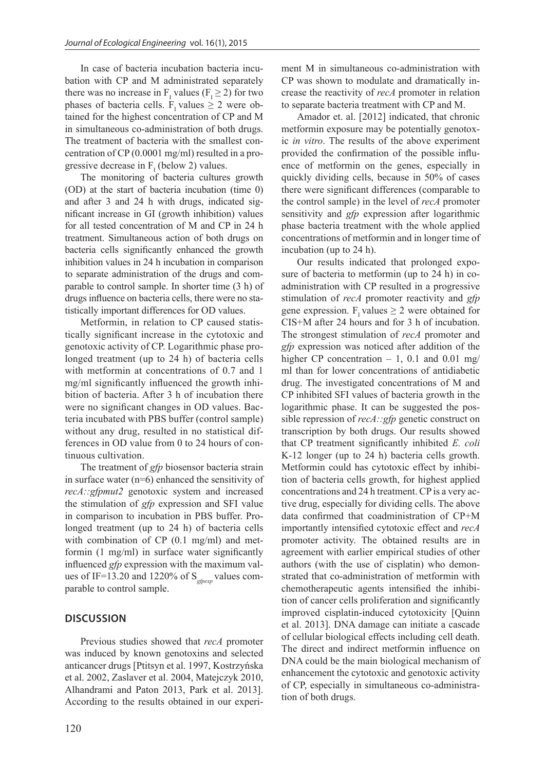In case of bacteria incubation bacteria incubation with CP and M administrated separately there was no increase in $F_I$ values ($F_I \geq 2$) for two phases of bacteria cells. $F_I$ values $\geq 2$ were obtained for the highest concentration of CP and M in simultaneous co-administration of both drugs. The treatment of bacteria with the smallest concentration of CP (0.0001 mg/ml) resulted in a progressive decrease in $F_I$ (below 2) values.

The monitoring of bacteria cultures growth (OD) at the start of bacteria incubation (time 0) and after 3 and 24 h with drugs, indicated significant increase in GI (growth inhibition) values for all tested concentration of M and CP in 24 h treatment. Simultaneous action of both drugs on bacteria cells significantly enhanced the growth inhibition values in 24 h incubation in comparison to separate administration of the drugs and comparable to control sample. In shorter time (3 h) of drugs influence on bacteria cells, there were no statistically important differences for OD values.

Metformin, in relation to CP caused statistically significant increase in the cytotoxic and genotoxic activity of CP. Logarithmic phase prolonged treatment (up to 24 h) of bacteria cells with metformin at concentrations of 0.7 and 1 mg/ml significantly influenced the growth inhibition of bacteria. After 3 h of incubation there were no significant changes in OD values. Bacteria incubated with PBS buffer (control sample) without any drug, resulted in no statistical differences in OD value from 0 to 24 hours of continuous cultivation.

The treatment of *gfp* biosensor bacteria strain in surface water (n=6) enhanced the sensitivity of *recA::gfpmut2* genotoxic system and increased the stimulation of *gfp* expression and SFI value in comparison to incubation in PBS buffer. Prolonged treatment (up to 24 h) of bacteria cells with combination of CP (0.1 mg/ml) and metformin (1 mg/ml) in surface water significantly influenced *gfp* expression with the maximum values of IF=13.20 and 1220% of $S_{gfpexp}$ values comparable to control sample.

## DISCUSSION

Previous studies showed that *recA* promoter was induced by known genotoxins and selected anticancer drugs [Ptitsyn et al. 1997, Kostrzyńska et al. 2002, Zaslaver et al. 2004, Matejczyk 2010, Alhandrami and Paton 2013, Park et al. 2013]. According to the results obtained in our experiment M in simultaneous co-administration with CP was shown to modulate and dramatically increase the reactivity of *recA* promoter in relation to separate bacteria treatment with CP and M.

Amador et. al. [2012] indicated, that chronic metformin exposure may be potentially genotoxic *in vitro*. The results of the above experiment provided the confirmation of the possible influence of metformin on the genes, especially in quickly dividing cells, because in 50% of cases there were significant differences (comparable to the control sample) in the level of *recA* promoter sensitivity and *gfp* expression after logarithmic phase bacteria treatment with the whole applied concentrations of metformin and in longer time of incubation (up to 24 h).

Our results indicated that prolonged exposure of bacteria to metformin (up to 24 h) in co-administration with CP resulted in a progressive stimulation of *recA* promoter reactivity and *gfp* gene expression. $F_I$ values $\geq 2$ were obtained for CIS+M after 24 hours and for 3 h of incubation. The strongest stimulation of *recA* promoter and *gfp* expression was noticed after addition of the higher CP concentration – 1, 0.1 and 0.01 mg/ml than for lower concentrations of antidiabetic drug. The investigated concentrations of M and CP inhibited SFI values of bacteria growth in the logarithmic phase. It can be suggested the possible repression of *recA::gfp* genetic construct on transcription by both drugs. Our results showed that CP treatment significantly inhibited *E. coli* K-12 longer (up to 24 h) bacteria cells growth. Metformin could has cytotoxic effect by inhibition of bacteria cells growth, for highest applied concentrations and 24 h treatment. CP is a very active drug, especially for dividing cells. The above data confirmed that coadministration of CP+M importantly intensified cytotoxic effect and *recA* promoter activity. The obtained results are in agreement with earlier empirical studies of other authors (with the use of cisplatin) who demonstrated that co-administration of metformin with chemotherapeutic agents intensified the inhibition of cancer cells proliferation and significantly improved cisplatin-induced cytotoxicity [Quinn et al. 2013]. DNA damage can initiate a cascade of cellular biological effects including cell death. The direct and indirect metformin influence on DNA could be the main biological mechanism of enhancement the cytotoxic and genotoxic activity of CP, especially in simultaneous co-administration of both drugs.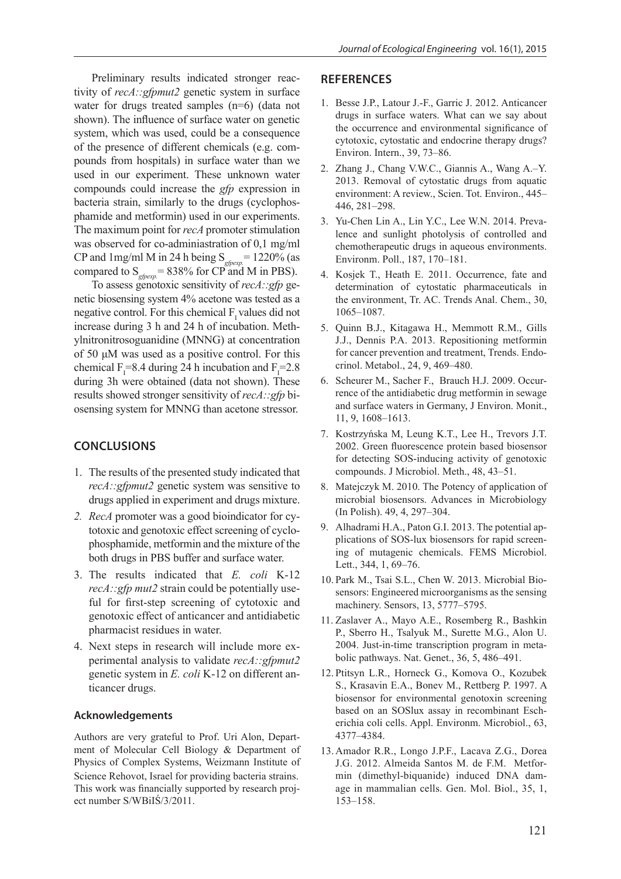Preliminary results indicated stronger reactivity of *recA::gfpmut2* genetic system in surface water for drugs treated samples (n=6) (data not shown). The influence of surface water on genetic system, which was used, could be a consequence of the presence of different chemicals (e.g. compounds from hospitals) in surface water than we used in our experiment. These unknown water compounds could increase the *gfp* expression in bacteria strain, similarly to the drugs (cyclophosphamide and metformin) used in our experiments. The maximum point for *recA* promoter stimulation was observed for co-adminiastration of 0,1 mg/ml CP and 1mg/ml M in 24 h being $S_{gfpexp.}$ = 1220% (as compared to $S_{gfpexp.}$ = 838% for CP and M in PBS).

To assess genotoxic sensitivity of *recA::gfp* genetic biosensing system 4% acetone was tested as a negative control. For this chemical $F_I$ values did not increase during 3 h and 24 h of incubation. Methylnitronitrosoguanidine (MNNG) at concentration of 50 μM was used as a positive control. For this chemical $F_I$=8.4 during 24 h incubation and $F_I$=2.8 during 3h were obtained (data not shown). These results showed stronger sensitivity of *recA::gfp* biosensing system for MNNG than acetone stressor.

## CONCLUSIONS

1. The results of the presented study indicated that *recA::gfpmut2* genetic system was sensitive to drugs applied in experiment and drugs mixture.
2. *RecA* promoter was a good bioindicator for cytotoxic and genotoxic effect screening of cyclophosphamide, metformin and the mixture of the both drugs in PBS buffer and surface water.
3. The results indicated that *E. coli* K-12 *recA::gfp mut2* strain could be potentially useful for first-step screening of cytotoxic and genotoxic effect of anticancer and antidiabetic pharmacist residues in water.
4. Next steps in research will include more experimental analysis to validate *recA::gfpmut2* genetic system in *E. coli* K-12 on different anticancer drugs.

### Acknowledgements

Authors are very grateful to Prof. Uri Alon, Department of Molecular Cell Biology & Department of Physics of Complex Systems, Weizmann Institute of Science Rehovot, Israel for providing bacteria strains. This work was financially supported by research project number S/WBiIŚ/3/2011.

## REFERENCES

1. Besse J.P., Latour J.-F., Garric J. 2012. Anticancer drugs in surface waters. What can we say about the occurrence and environmental significance of cytotoxic, cytostatic and endocrine therapy drugs? Environ. Intern., 39, 73–86.
2. Zhang J., Chang V.W.C., Giannis A., Wang A.–Y. 2013. Removal of cytostatic drugs from aquatic environment: A review., Scien. Tot. Environ., 445–446, 281–298.
3. Yu-Chen Lin A., Lin Y.C., Lee W.N. 2014. Prevalence and sunlight photolysis of controlled and chemotherapeutic drugs in aqueous environments. Environm. Poll., 187, 170–181.
4. Kosjek T., Heath E. 2011. Occurrence, fate and determination of cytostatic pharmaceuticals in the environment, Tr. AC. Trends Anal. Chem., 30, 1065–1087.
5. Quinn B.J., Kitagawa H., Memmott R.M., Gills J.J., Dennis P.A. 2013. Repositioning metformin for cancer prevention and treatment, Trends. Endocrinol. Metabol., 24, 9, 469–480.
6. Scheurer M., Sacher F., Brauch H.J. 2009. Occurrence of the antidiabetic drug metformin in sewage and surface waters in Germany, J Environ. Monit., 11, 9, 1608–1613.
7. Kostrzyńska M, Leung K.T., Lee H., Trevors J.T. 2002. Green fluorescence protein based biosensor for detecting SOS-inducing activity of genotoxic compounds. J Microbiol. Meth., 48, 43–51.
8. Matejczyk M. 2010. The Potency of application of microbial biosensors. Advances in Microbiology (In Polish). 49, 4, 297–304.
9. Alhadrami H.A., Paton G.I. 2013. The potential applications of SOS-lux biosensors for rapid screening of mutagenic chemicals. FEMS Microbiol. Lett., 344, 1, 69–76.
10. Park M., Tsai S.L., Chen W. 2013. Microbial Biosensors: Engineered microorganisms as the sensing machinery. Sensors, 13, 5777–5795.
11. Zaslaver A., Mayo A.E., Rosemberg R., Bashkin P., Sberro H., Tsalyuk M., Surette M.G., Alon U. 2004. Just-in-time transcription program in metabolic pathways. Nat. Genet., 36, 5, 486–491.
12. Ptitsyn L.R., Horneck G., Komova O., Kozubek S., Krasavin E.A., Bonev M., Rettberg P. 1997. A biosensor for environmental genotoxin screening based on an SOSlux assay in recombinant Escherichia coli cells. Appl. Environm. Microbiol., 63, 4377–4384.
13. Amador R.R., Longo J.P.F., Lacava Z.G., Dorea J.G. 2012. Almeida Santos M. de F.M. Metformin (dimethyl-biquanide) induced DNA damage in mammalian cells. Gen. Mol. Biol., 35, 1, 153–158.